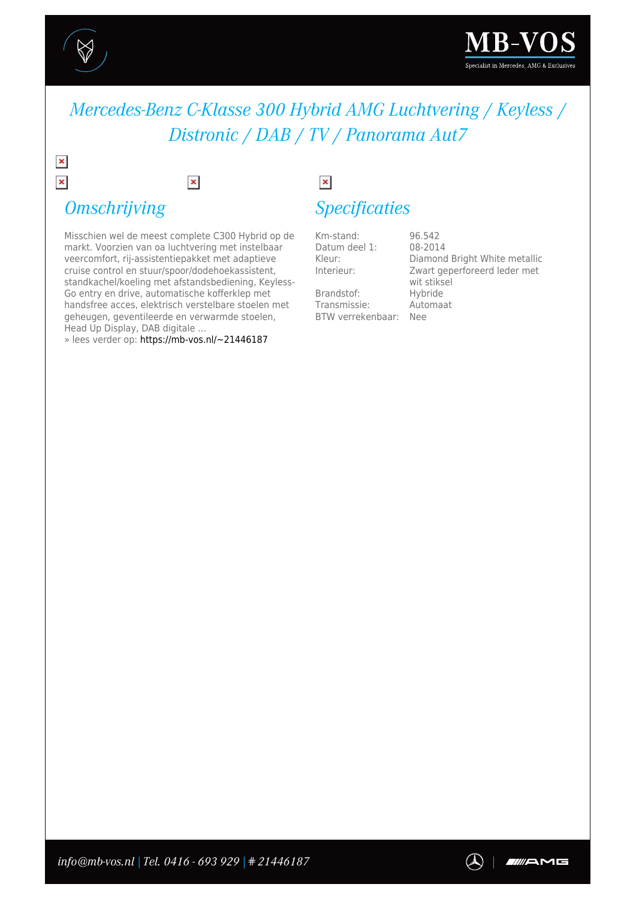# *Mercedes-Benz C-Klasse 300 Hybrid AMG Luchtvering / Keyless / Distronic / DAB / TV / Panorama Aut7*

## *Omschrijving*

Misschien wel de meest complete C300 Hybrid op de markt. Voorzien van oa luchtvering met instelbaar veercomfort, rij-assistentiepakket met adaptieve cruise control en stuur/spoor/dodehoekassistent, standkachel/koeling met afstandsbediening, Keyless-Go entry en drive, automatische kofferklep met handsfree acces, elektrisch verstelbare stoelen met geheugen, geventileerde en verwarmde stoelen, Head Up Display, DAB digitale ...
» lees verder op: https://mb-vos.nl/~21446187

## *Specificaties*

| | |
|---|---|
| Km-stand: | 96.542 |
| Datum deel 1: | 08-2014 |
| Kleur: | Diamond Bright White metallic |
| Interieur: | Zwart geperforeerd leder met wit stiksel |
| Brandstof: | Hybride |
| Transmissie: | Automaat |
| BTW verrekenbaar: | Nee |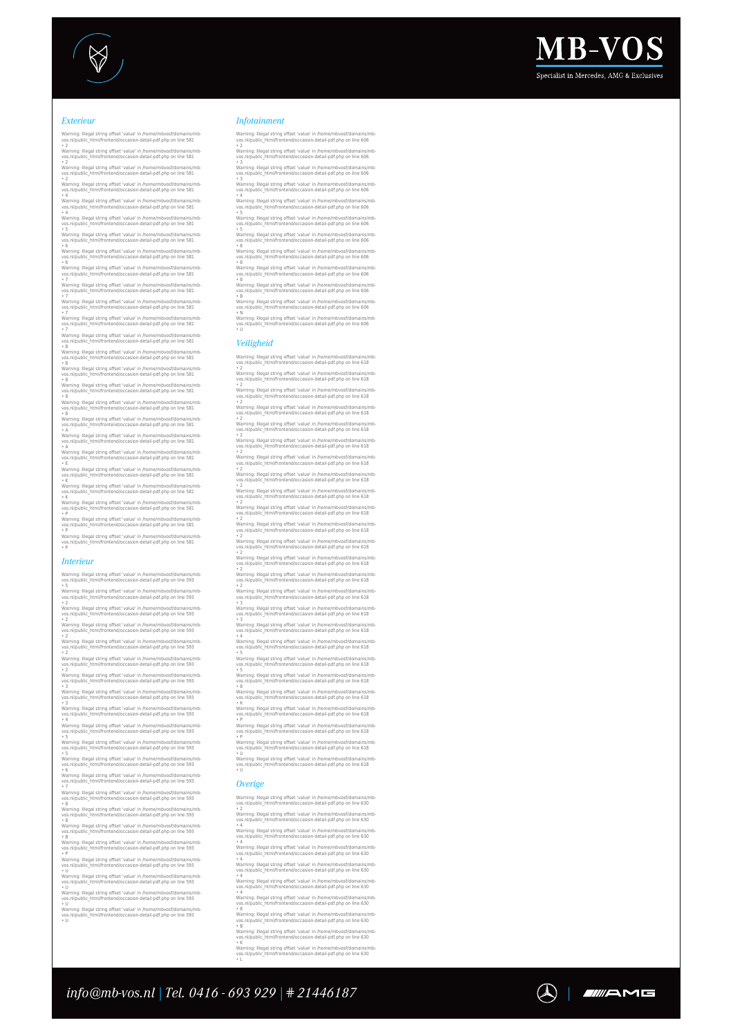# MB-VOS

Specialist in Mercedes, AMG & Exclusives

## Exterieur

Warning: Illegal string offset 'value' in /home/mbvosf/domains/mb-vos.nl/public_html/frontend/occasion-detail-pdf.php on line 581
• 2
Warning: Illegal string offset 'value' in /home/mbvosf/domains/mb-vos.nl/public_html/frontend/occasion-detail-pdf.php on line 581
• 2
Warning: Illegal string offset 'value' in /home/mbvosf/domains/mb-vos.nl/public_html/frontend/occasion-detail-pdf.php on line 581
• 2
Warning: Illegal string offset 'value' in /home/mbvosf/domains/mb-vos.nl/public_html/frontend/occasion-detail-pdf.php on line 581
• 4
Warning: Illegal string offset 'value' in /home/mbvosf/domains/mb-vos.nl/public_html/frontend/occasion-detail-pdf.php on line 581
• 4
Warning: Illegal string offset 'value' in /home/mbvosf/domains/mb-vos.nl/public_html/frontend/occasion-detail-pdf.php on line 581
• 5
Warning: Illegal string offset 'value' in /home/mbvosf/domains/mb-vos.nl/public_html/frontend/occasion-detail-pdf.php on line 581
• 6
Warning: Illegal string offset 'value' in /home/mbvosf/domains/mb-vos.nl/public_html/frontend/occasion-detail-pdf.php on line 581
• 6
Warning: Illegal string offset 'value' in /home/mbvosf/domains/mb-vos.nl/public_html/frontend/occasion-detail-pdf.php on line 581
• 7
Warning: Illegal string offset 'value' in /home/mbvosf/domains/mb-vos.nl/public_html/frontend/occasion-detail-pdf.php on line 581
• 7
Warning: Illegal string offset 'value' in /home/mbvosf/domains/mb-vos.nl/public_html/frontend/occasion-detail-pdf.php on line 581
• 7
Warning: Illegal string offset 'value' in /home/mbvosf/domains/mb-vos.nl/public_html/frontend/occasion-detail-pdf.php on line 581
• 7
Warning: Illegal string offset 'value' in /home/mbvosf/domains/mb-vos.nl/public_html/frontend/occasion-detail-pdf.php on line 581
• 8
Warning: Illegal string offset 'value' in /home/mbvosf/domains/mb-vos.nl/public_html/frontend/occasion-detail-pdf.php on line 581
• 8
Warning: Illegal string offset 'value' in /home/mbvosf/domains/mb-vos.nl/public_html/frontend/occasion-detail-pdf.php on line 581
• 8
Warning: Illegal string offset 'value' in /home/mbvosf/domains/mb-vos.nl/public_html/frontend/occasion-detail-pdf.php on line 581
• 8
Warning: Illegal string offset 'value' in /home/mbvosf/domains/mb-vos.nl/public_html/frontend/occasion-detail-pdf.php on line 581
• 8
Warning: Illegal string offset 'value' in /home/mbvosf/domains/mb-vos.nl/public_html/frontend/occasion-detail-pdf.php on line 581
• A
Warning: Illegal string offset 'value' in /home/mbvosf/domains/mb-vos.nl/public_html/frontend/occasion-detail-pdf.php on line 581
• A
Warning: Illegal string offset 'value' in /home/mbvosf/domains/mb-vos.nl/public_html/frontend/occasion-detail-pdf.php on line 581
• E
Warning: Illegal string offset 'value' in /home/mbvosf/domains/mb-vos.nl/public_html/frontend/occasion-detail-pdf.php on line 581
• K
Warning: Illegal string offset 'value' in /home/mbvosf/domains/mb-vos.nl/public_html/frontend/occasion-detail-pdf.php on line 581
• K
Warning: Illegal string offset 'value' in /home/mbvosf/domains/mb-vos.nl/public_html/frontend/occasion-detail-pdf.php on line 581
• P
Warning: Illegal string offset 'value' in /home/mbvosf/domains/mb-vos.nl/public_html/frontend/occasion-detail-pdf.php on line 581
• P
Warning: Illegal string offset 'value' in /home/mbvosf/domains/mb-vos.nl/public_html/frontend/occasion-detail-pdf.php on line 581
• P

## Interieur

Warning: Illegal string offset 'value' in /home/mbvosf/domains/mb-vos.nl/public_html/frontend/occasion-detail-pdf.php on line 593
• 5
Warning: Illegal string offset 'value' in /home/mbvosf/domains/mb-vos.nl/public_html/frontend/occasion-detail-pdf.php on line 593
• 2
Warning: Illegal string offset 'value' in /home/mbvosf/domains/mb-vos.nl/public_html/frontend/occasion-detail-pdf.php on line 593
• 2
Warning: Illegal string offset 'value' in /home/mbvosf/domains/mb-vos.nl/public_html/frontend/occasion-detail-pdf.php on line 593
• 2
Warning: Illegal string offset 'value' in /home/mbvosf/domains/mb-vos.nl/public_html/frontend/occasion-detail-pdf.php on line 593
• 2
Warning: Illegal string offset 'value' in /home/mbvosf/domains/mb-vos.nl/public_html/frontend/occasion-detail-pdf.php on line 593
• 2
Warning: Illegal string offset 'value' in /home/mbvosf/domains/mb-vos.nl/public_html/frontend/occasion-detail-pdf.php on line 593
• 3
Warning: Illegal string offset 'value' in /home/mbvosf/domains/mb-vos.nl/public_html/frontend/occasion-detail-pdf.php on line 593
• 3
Warning: Illegal string offset 'value' in /home/mbvosf/domains/mb-vos.nl/public_html/frontend/occasion-detail-pdf.php on line 593
• 4
Warning: Illegal string offset 'value' in /home/mbvosf/domains/mb-vos.nl/public_html/frontend/occasion-detail-pdf.php on line 593
• 5
Warning: Illegal string offset 'value' in /home/mbvosf/domains/mb-vos.nl/public_html/frontend/occasion-detail-pdf.php on line 593
• 5
Warning: Illegal string offset 'value' in /home/mbvosf/domains/mb-vos.nl/public_html/frontend/occasion-detail-pdf.php on line 593
• 6
Warning: Illegal string offset 'value' in /home/mbvosf/domains/mb-vos.nl/public_html/frontend/occasion-detail-pdf.php on line 593
• 7
Warning: Illegal string offset 'value' in /home/mbvosf/domains/mb-vos.nl/public_html/frontend/occasion-detail-pdf.php on line 593
• 8
Warning: Illegal string offset 'value' in /home/mbvosf/domains/mb-vos.nl/public_html/frontend/occasion-detail-pdf.php on line 593
• 8
Warning: Illegal string offset 'value' in /home/mbvosf/domains/mb-vos.nl/public_html/frontend/occasion-detail-pdf.php on line 593
• 8
Warning: Illegal string offset 'value' in /home/mbvosf/domains/mb-vos.nl/public_html/frontend/occasion-detail-pdf.php on line 593
• P
Warning: Illegal string offset 'value' in /home/mbvosf/domains/mb-vos.nl/public_html/frontend/occasion-detail-pdf.php on line 593
• U
Warning: Illegal string offset 'value' in /home/mbvosf/domains/mb-vos.nl/public_html/frontend/occasion-detail-pdf.php on line 593
• U
Warning: Illegal string offset 'value' in /home/mbvosf/domains/mb-vos.nl/public_html/frontend/occasion-detail-pdf.php on line 593
• U
Warning: Illegal string offset 'value' in /home/mbvosf/domains/mb-vos.nl/public_html/frontend/occasion-detail-pdf.php on line 593
• U

## Infotainment

Warning: Illegal string offset 'value' in /home/mbvosf/domains/mb-vos.nl/public_html/frontend/occasion-detail-pdf.php on line 606
• 2
Warning: Illegal string offset 'value' in /home/mbvosf/domains/mb-vos.nl/public_html/frontend/occasion-detail-pdf.php on line 606
• 3
Warning: Illegal string offset 'value' in /home/mbvosf/domains/mb-vos.nl/public_html/frontend/occasion-detail-pdf.php on line 606
• 3
Warning: Illegal string offset 'value' in /home/mbvosf/domains/mb-vos.nl/public_html/frontend/occasion-detail-pdf.php on line 606
• 4
Warning: Illegal string offset 'value' in /home/mbvosf/domains/mb-vos.nl/public_html/frontend/occasion-detail-pdf.php on line 606
• 5
Warning: Illegal string offset 'value' in /home/mbvosf/domains/mb-vos.nl/public_html/frontend/occasion-detail-pdf.php on line 606
• 5
Warning: Illegal string offset 'value' in /home/mbvosf/domains/mb-vos.nl/public_html/frontend/occasion-detail-pdf.php on line 606
• 8
Warning: Illegal string offset 'value' in /home/mbvosf/domains/mb-vos.nl/public_html/frontend/occasion-detail-pdf.php on line 606
• 8
Warning: Illegal string offset 'value' in /home/mbvosf/domains/mb-vos.nl/public_html/frontend/occasion-detail-pdf.php on line 606
• 8
Warning: Illegal string offset 'value' in /home/mbvosf/domains/mb-vos.nl/public_html/frontend/occasion-detail-pdf.php on line 606
• 8
Warning: Illegal string offset 'value' in /home/mbvosf/domains/mb-vos.nl/public_html/frontend/occasion-detail-pdf.php on line 606
• N
Warning: Illegal string offset 'value' in /home/mbvosf/domains/mb-vos.nl/public_html/frontend/occasion-detail-pdf.php on line 606
• U

## Veiligheid

Warning: Illegal string offset 'value' in /home/mbvosf/domains/mb-vos.nl/public_html/frontend/occasion-detail-pdf.php on line 618
• 2
Warning: Illegal string offset 'value' in /home/mbvosf/domains/mb-vos.nl/public_html/frontend/occasion-detail-pdf.php on line 618
• 2
Warning: Illegal string offset 'value' in /home/mbvosf/domains/mb-vos.nl/public_html/frontend/occasion-detail-pdf.php on line 618
• 2
Warning: Illegal string offset 'value' in /home/mbvosf/domains/mb-vos.nl/public_html/frontend/occasion-detail-pdf.php on line 618
• 2
Warning: Illegal string offset 'value' in /home/mbvosf/domains/mb-vos.nl/public_html/frontend/occasion-detail-pdf.php on line 618
• 2
Warning: Illegal string offset 'value' in /home/mbvosf/domains/mb-vos.nl/public_html/frontend/occasion-detail-pdf.php on line 618
• 2
Warning: Illegal string offset 'value' in /home/mbvosf/domains/mb-vos.nl/public_html/frontend/occasion-detail-pdf.php on line 618
• 2
Warning: Illegal string offset 'value' in /home/mbvosf/domains/mb-vos.nl/public_html/frontend/occasion-detail-pdf.php on line 618
• 2
Warning: Illegal string offset 'value' in /home/mbvosf/domains/mb-vos.nl/public_html/frontend/occasion-detail-pdf.php on line 618
• 2
Warning: Illegal string offset 'value' in /home/mbvosf/domains/mb-vos.nl/public_html/frontend/occasion-detail-pdf.php on line 618
• 2
Warning: Illegal string offset 'value' in /home/mbvosf/domains/mb-vos.nl/public_html/frontend/occasion-detail-pdf.php on line 618
• 2
Warning: Illegal string offset 'value' in /home/mbvosf/domains/mb-vos.nl/public_html/frontend/occasion-detail-pdf.php on line 618
• 2
Warning: Illegal string offset 'value' in /home/mbvosf/domains/mb-vos.nl/public_html/frontend/occasion-detail-pdf.php on line 618
• 2
Warning: Illegal string offset 'value' in /home/mbvosf/domains/mb-vos.nl/public_html/frontend/occasion-detail-pdf.php on line 618
• 2
Warning: Illegal string offset 'value' in /home/mbvosf/domains/mb-vos.nl/public_html/frontend/occasion-detail-pdf.php on line 618
• 3
Warning: Illegal string offset 'value' in /home/mbvosf/domains/mb-vos.nl/public_html/frontend/occasion-detail-pdf.php on line 618
• 3
Warning: Illegal string offset 'value' in /home/mbvosf/domains/mb-vos.nl/public_html/frontend/occasion-detail-pdf.php on line 618
• 4
Warning: Illegal string offset 'value' in /home/mbvosf/domains/mb-vos.nl/public_html/frontend/occasion-detail-pdf.php on line 618
• 5
Warning: Illegal string offset 'value' in /home/mbvosf/domains/mb-vos.nl/public_html/frontend/occasion-detail-pdf.php on line 618
• 5
Warning: Illegal string offset 'value' in /home/mbvosf/domains/mb-vos.nl/public_html/frontend/occasion-detail-pdf.php on line 618
• 8
Warning: Illegal string offset 'value' in /home/mbvosf/domains/mb-vos.nl/public_html/frontend/occasion-detail-pdf.php on line 618
• K
Warning: Illegal string offset 'value' in /home/mbvosf/domains/mb-vos.nl/public_html/frontend/occasion-detail-pdf.php on line 618
• P
Warning: Illegal string offset 'value' in /home/mbvosf/domains/mb-vos.nl/public_html/frontend/occasion-detail-pdf.php on line 618
• P
Warning: Illegal string offset 'value' in /home/mbvosf/domains/mb-vos.nl/public_html/frontend/occasion-detail-pdf.php on line 618
• U
Warning: Illegal string offset 'value' in /home/mbvosf/domains/mb-vos.nl/public_html/frontend/occasion-detail-pdf.php on line 618
• U

## Overige

Warning: Illegal string offset 'value' in /home/mbvosf/domains/mb-vos.nl/public_html/frontend/occasion-detail-pdf.php on line 630
• 2
Warning: Illegal string offset 'value' in /home/mbvosf/domains/mb-vos.nl/public_html/frontend/occasion-detail-pdf.php on line 630
• 4
Warning: Illegal string offset 'value' in /home/mbvosf/domains/mb-vos.nl/public_html/frontend/occasion-detail-pdf.php on line 630
• 4
Warning: Illegal string offset 'value' in /home/mbvosf/domains/mb-vos.nl/public_html/frontend/occasion-detail-pdf.php on line 630
• 4
Warning: Illegal string offset 'value' in /home/mbvosf/domains/mb-vos.nl/public_html/frontend/occasion-detail-pdf.php on line 630
• 4
Warning: Illegal string offset 'value' in /home/mbvosf/domains/mb-vos.nl/public_html/frontend/occasion-detail-pdf.php on line 630
• 4
Warning: Illegal string offset 'value' in /home/mbvosf/domains/mb-vos.nl/public_html/frontend/occasion-detail-pdf.php on line 630
• 8
Warning: Illegal string offset 'value' in /home/mbvosf/domains/mb-vos.nl/public_html/frontend/occasion-detail-pdf.php on line 630
• 8
Warning: Illegal string offset 'value' in /home/mbvosf/domains/mb-vos.nl/public_html/frontend/occasion-detail-pdf.php on line 630
• K
Warning: Illegal string offset 'value' in /home/mbvosf/domains/mb-vos.nl/public_html/frontend/occasion-detail-pdf.php on line 630
• L

*info@mb-vos.nl | Tel. 0416 - 693 929 | # 21446187*